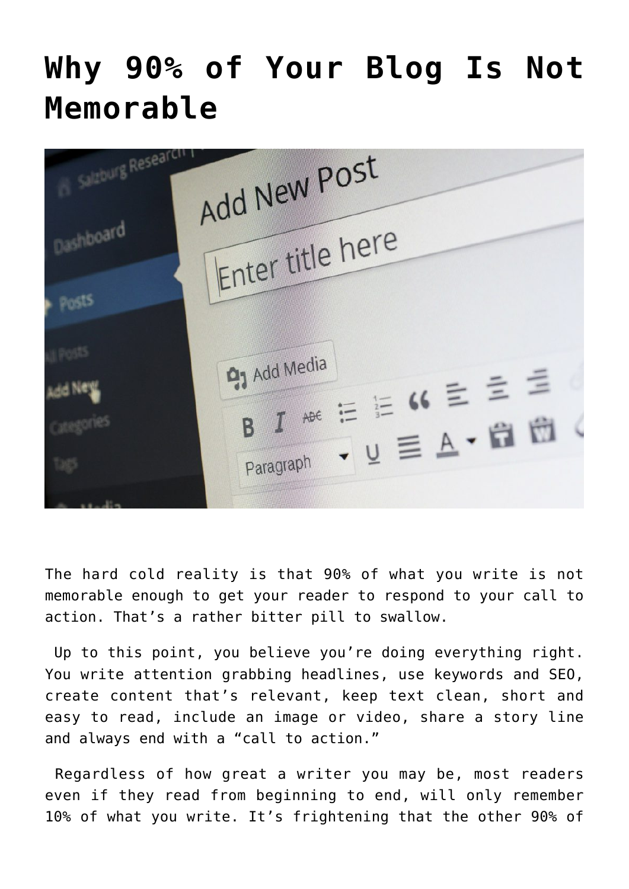# Why 90% of Your Blog Is Not Memorable

The hard cold reality is that 90% of what you write is not memorable enough to get your reader to respond to your call to action. That's a rather bitter pill to swallow.

Up to this point, you believe you're doing everything right. You write attention grabbing headlines, use keywords and SEO, create content that's relevant, keep text clean, short and easy to read, include an image or video, share a story line and always end with a "call to action."

Regardless of how great a writer you may be, most readers even if they read from beginning to end, will only remember 10% of what you write. It's frightening that the other 90% of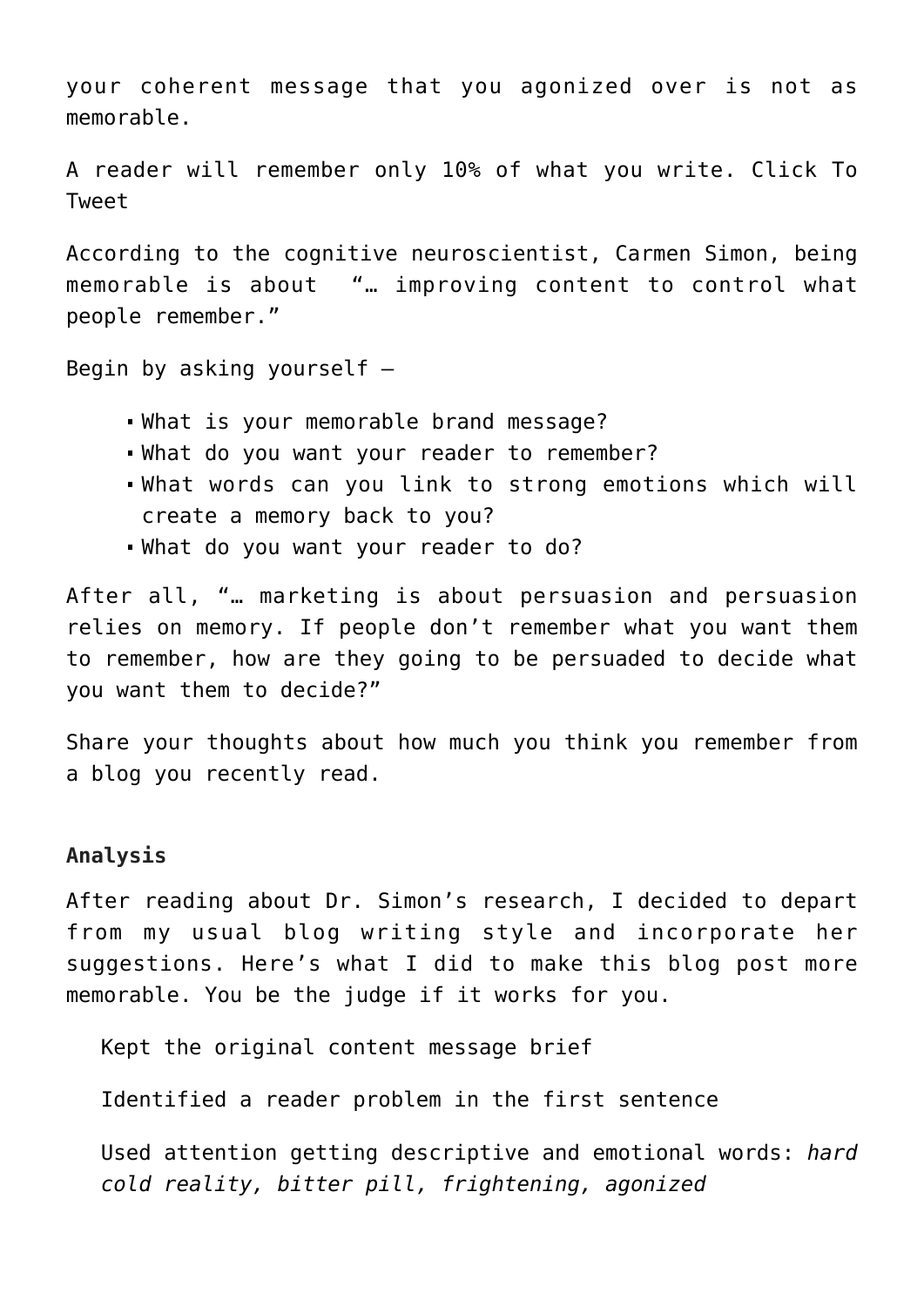your coherent message that you agonized over is not as memorable.

A reader will remember only 10% of what you write. Click To Tweet

According to the cognitive neuroscientist, Carmen Simon, being memorable is about "… improving content to control what people remember."

Begin by asking yourself –

- What is your memorable brand message?
- What do you want your reader to remember?
- What words can you link to strong emotions which will create a memory back to you?
- What do you want your reader to do?

After all, "… marketing is about persuasion and persuasion relies on memory. If people don't remember what you want them to remember, how are they going to be persuaded to decide what you want them to decide?"

Share your thoughts about how much you think you remember from a blog you recently read.

**Analysis**

After reading about Dr. Simon's research, I decided to depart from my usual blog writing style and incorporate her suggestions. Here's what I did to make this blog post more memorable. You be the judge if it works for you.

Kept the original content message brief

Identified a reader problem in the first sentence

Used attention getting descriptive and emotional words: *hard cold reality, bitter pill, frightening, agonized*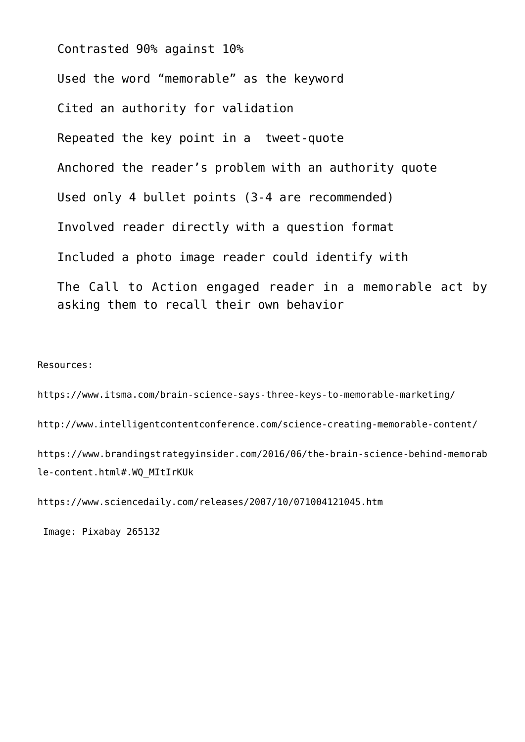- Contrasted 90% against 10%
- Used the word “memorable” as the keyword
- Cited an authority for validation
- Repeated the key point in a  tweet-quote
- Anchored the reader’s problem with an authority quote
- Used only 4 bullet points (3-4 are recommended)
- Involved reader directly with a question format
- Included a photo image reader could identify with
- The Call to Action engaged reader in a memorable act by asking them to recall their own behavior

Resources:

https://www.itsma.com/brain-science-says-three-keys-to-memorable-marketing/

http://www.intelligentcontentconference.com/science-creating-memorable-content/

https://www.brandingstrategyinsider.com/2016/06/the-brain-science-behind-memorable-content.html#.WQ_MItIrKUk

https://www.sciencedaily.com/releases/2007/10/071004121045.htm

Image: Pixabay 265132